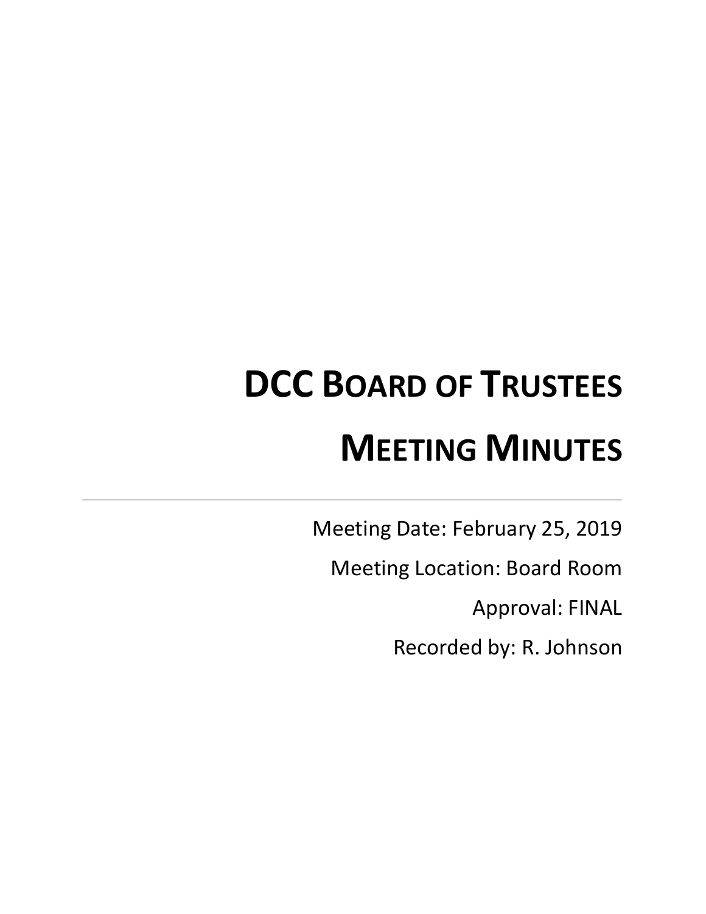# DCC Board of Trustees

# Meeting Minutes

---

Meeting Date: February 25, 2019

Meeting Location: Board Room

Approval: FINAL

Recorded by: R. Johnson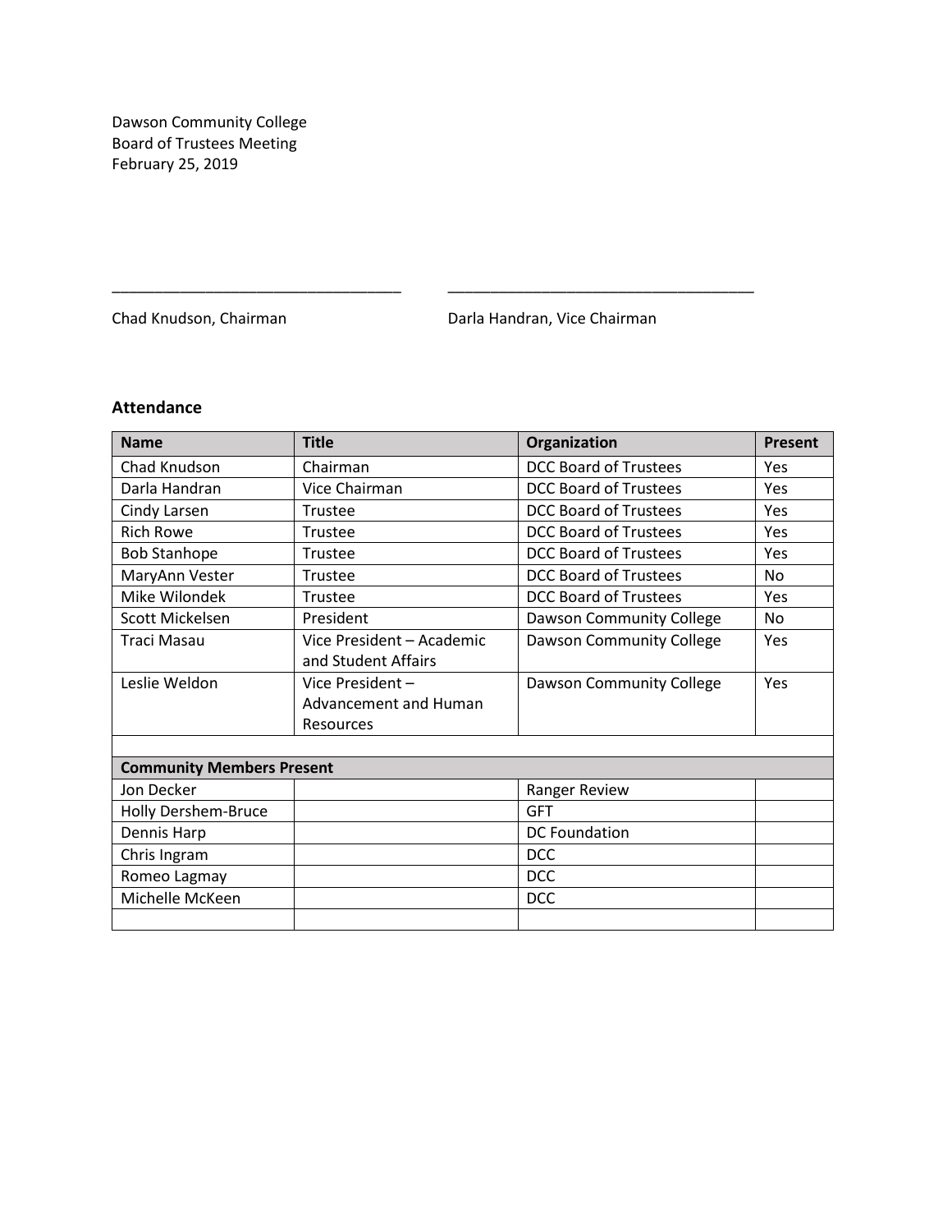Dawson Community College
Board of Trustees Meeting
February 25, 2019

\_\_\_\_\_\_\_\_\_\_\_\_\_\_\_\_\_\_\_\_\_\_\_\_\_\_\_\_\_\_\_\_\_\_ \_\_\_\_\_\_\_\_\_\_\_\_\_\_\_\_\_\_\_\_\_\_\_\_\_\_\_\_\_\_\_\_\_\_\_\_

Chad Knudson, Chairman Darla Handran, Vice Chairman

### Attendance

| Name | Title | Organization | Present |
|---|---|---|---|
| Chad Knudson | Chairman | DCC Board of Trustees | Yes |
| Darla Handran | Vice Chairman | DCC Board of Trustees | Yes |
| Cindy Larsen | Trustee | DCC Board of Trustees | Yes |
| Rich Rowe | Trustee | DCC Board of Trustees | Yes |
| Bob Stanhope | Trustee | DCC Board of Trustees | Yes |
| MaryAnn Vester | Trustee | DCC Board of Trustees | No |
| Mike Wilondek | Trustee | DCC Board of Trustees | Yes |
| Scott Mickelsen | President | Dawson Community College | No |
| Traci Masau | Vice President – Academic and Student Affairs | Dawson Community College | Yes |
| Leslie Weldon | Vice President – Advancement and Human Resources | Dawson Community College | Yes |
| | | | |
| **Community Members Present** | | | |
| Jon Decker | | Ranger Review | |
| Holly Dershem-Bruce | | GFT | |
| Dennis Harp | | DC Foundation | |
| Chris Ingram | | DCC | |
| Romeo Lagmay | | DCC | |
| Michelle McKeen | | DCC | |
| | | | |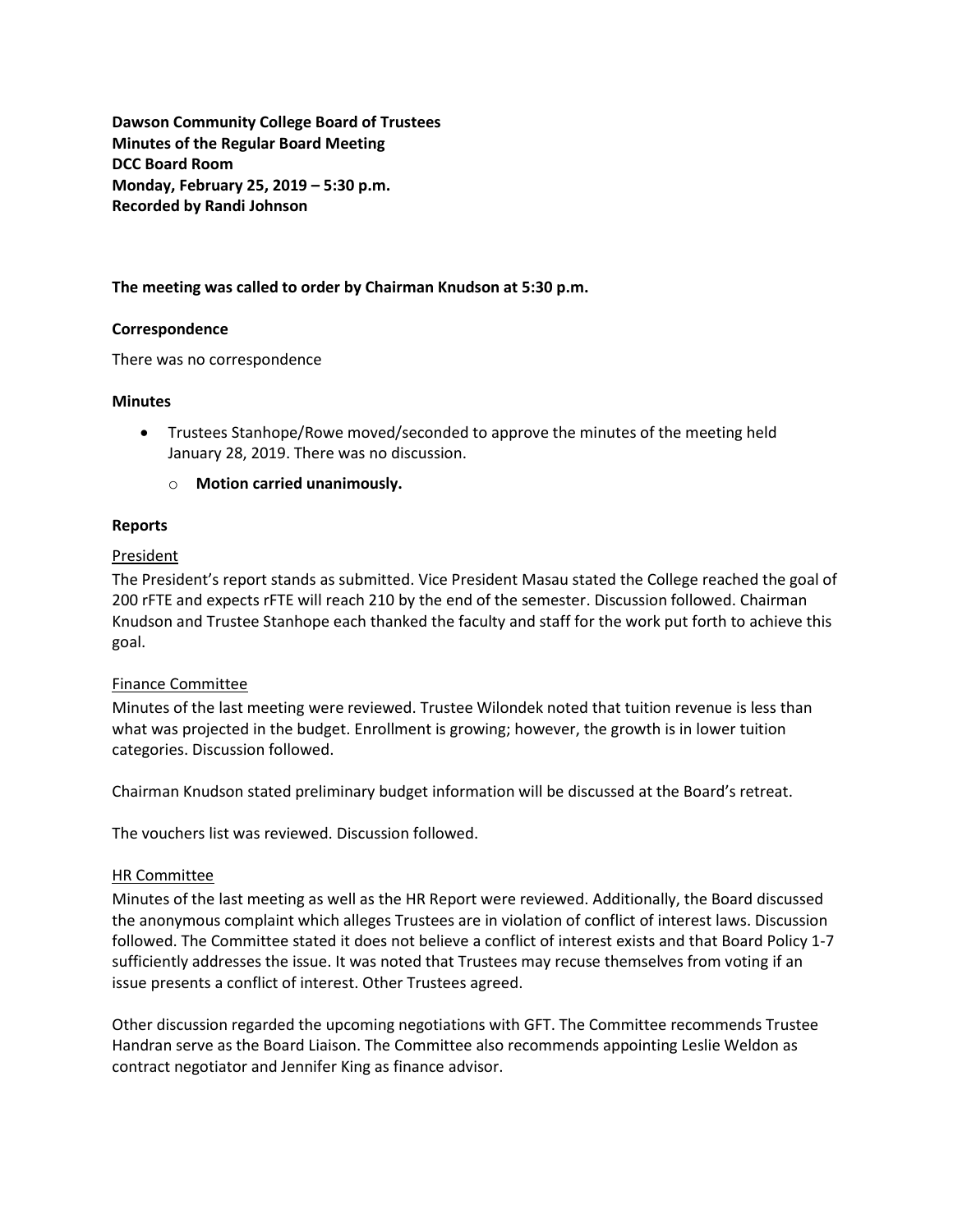**Dawson Community College Board of Trustees**
**Minutes of the Regular Board Meeting**
**DCC Board Room**
**Monday, February 25, 2019 – 5:30 p.m.**
**Recorded by Randi Johnson**

**The meeting was called to order by Chairman Knudson at 5:30 p.m.**

**Correspondence**

There was no correspondence

**Minutes**

- Trustees Stanhope/Rowe moved/seconded to approve the minutes of the meeting held January 28, 2019. There was no discussion.
  - **Motion carried unanimously.**

**Reports**

President

The President's report stands as submitted. Vice President Masau stated the College reached the goal of 200 rFTE and expects rFTE will reach 210 by the end of the semester. Discussion followed. Chairman Knudson and Trustee Stanhope each thanked the faculty and staff for the work put forth to achieve this goal.

Finance Committee

Minutes of the last meeting were reviewed. Trustee Wilondek noted that tuition revenue is less than what was projected in the budget. Enrollment is growing; however, the growth is in lower tuition categories. Discussion followed.

Chairman Knudson stated preliminary budget information will be discussed at the Board's retreat.

The vouchers list was reviewed. Discussion followed.

HR Committee

Minutes of the last meeting as well as the HR Report were reviewed. Additionally, the Board discussed the anonymous complaint which alleges Trustees are in violation of conflict of interest laws. Discussion followed. The Committee stated it does not believe a conflict of interest exists and that Board Policy 1-7 sufficiently addresses the issue. It was noted that Trustees may recuse themselves from voting if an issue presents a conflict of interest. Other Trustees agreed.

Other discussion regarded the upcoming negotiations with GFT. The Committee recommends Trustee Handran serve as the Board Liaison. The Committee also recommends appointing Leslie Weldon as contract negotiator and Jennifer King as finance advisor.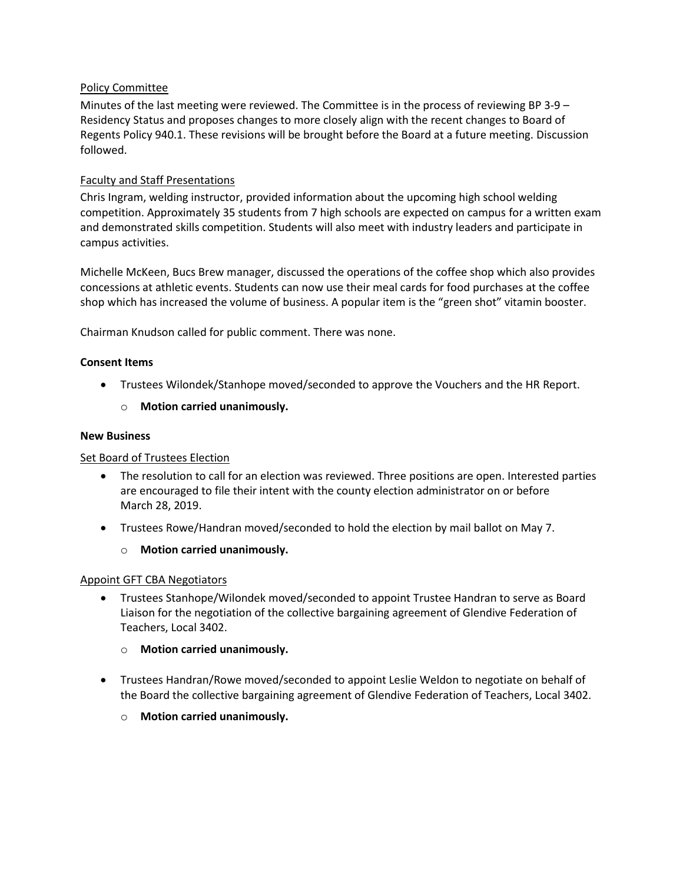Policy Committee

Minutes of the last meeting were reviewed. The Committee is in the process of reviewing BP 3-9 – Residency Status and proposes changes to more closely align with the recent changes to Board of Regents Policy 940.1. These revisions will be brought before the Board at a future meeting. Discussion followed.

Faculty and Staff Presentations

Chris Ingram, welding instructor, provided information about the upcoming high school welding competition. Approximately 35 students from 7 high schools are expected on campus for a written exam and demonstrated skills competition. Students will also meet with industry leaders and participate in campus activities.

Michelle McKeen, Bucs Brew manager, discussed the operations of the coffee shop which also provides concessions at athletic events. Students can now use their meal cards for food purchases at the coffee shop which has increased the volume of business. A popular item is the "green shot" vitamin booster.

Chairman Knudson called for public comment. There was none.

**Consent Items**

- Trustees Wilondek/Stanhope moved/seconded to approve the Vouchers and the HR Report.
  - **Motion carried unanimously.**

**New Business**

Set Board of Trustees Election

- The resolution to call for an election was reviewed. Three positions are open. Interested parties are encouraged to file their intent with the county election administrator on or before March 28, 2019.
- Trustees Rowe/Handran moved/seconded to hold the election by mail ballot on May 7.
  - **Motion carried unanimously.**

Appoint GFT CBA Negotiators

- Trustees Stanhope/Wilondek moved/seconded to appoint Trustee Handran to serve as Board Liaison for the negotiation of the collective bargaining agreement of Glendive Federation of Teachers, Local 3402.
  - **Motion carried unanimously.**
- Trustees Handran/Rowe moved/seconded to appoint Leslie Weldon to negotiate on behalf of the Board the collective bargaining agreement of Glendive Federation of Teachers, Local 3402.
  - **Motion carried unanimously.**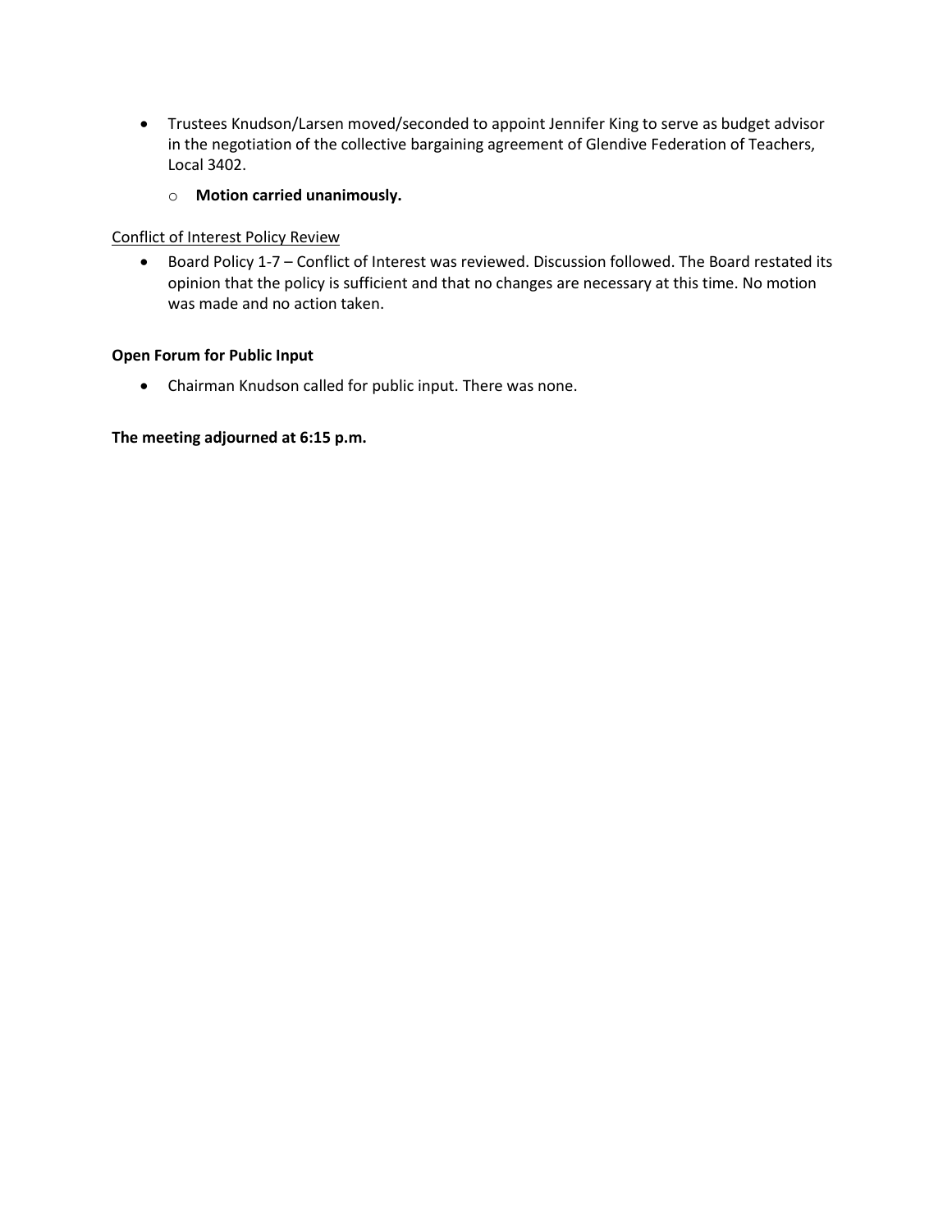- Trustees Knudson/Larsen moved/seconded to appoint Jennifer King to serve as budget advisor in the negotiation of the collective bargaining agreement of Glendive Federation of Teachers, Local 3402.
  - **Motion carried unanimously.**

Conflict of Interest Policy Review

- Board Policy 1-7 – Conflict of Interest was reviewed. Discussion followed. The Board restated its opinion that the policy is sufficient and that no changes are necessary at this time. No motion was made and no action taken.

**Open Forum for Public Input**

- Chairman Knudson called for public input. There was none.

**The meeting adjourned at 6:15 p.m.**